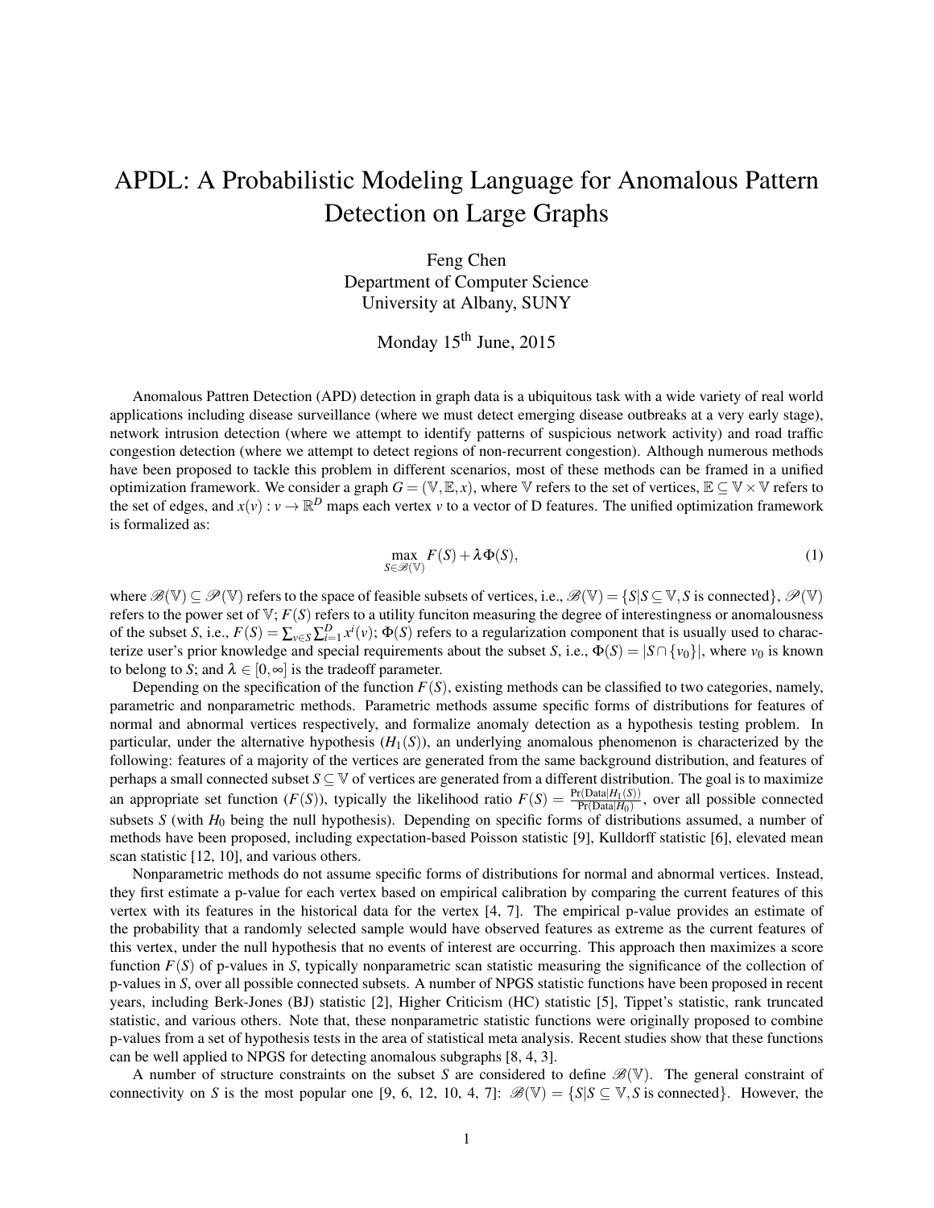# APDL: A Probabilistic Modeling Language for Anomalous Pattern Detection on Large Graphs

Feng Chen
Department of Computer Science
University at Albany, SUNY

Monday 15th June, 2015

Anomalous Pattren Detection (APD) detection in graph data is a ubiquitous task with a wide variety of real world applications including disease surveillance (where we must detect emerging disease outbreaks at a very early stage), network intrusion detection (where we attempt to identify patterns of suspicious network activity) and road traffic congestion detection (where we attempt to detect regions of non-recurrent congestion). Although numerous methods have been proposed to tackle this problem in different scenarios, most of these methods can be framed in a unified optimization framework. We consider a graph $G = (\mathbb{V}, \mathbb{E}, x)$, where $\mathbb{V}$ refers to the set of vertices, $\mathbb{E} \subseteq \mathbb{V} \times \mathbb{V}$ refers to the set of edges, and $x(v) : v \to \mathbb{R}^D$ maps each vertex $v$ to a vector of D features. The unified optimization framework is formalized as:

$$\max_{S \in \mathscr{B}(\mathbb{V})} F(S) + \lambda \Phi(S), \tag{1}$$

where $\mathscr{B}(\mathbb{V}) \subseteq \mathscr{P}(\mathbb{V})$ refers to the space of feasible subsets of vertices, i.e., $\mathscr{B}(\mathbb{V}) = \{S | S \subseteq \mathbb{V}, S \text{ is connected}\}$, $\mathscr{P}(\mathbb{V})$ refers to the power set of $\mathbb{V}$; $F(S)$ refers to a utility funciton measuring the degree of interestingness or anomalousness of the subset $S$, i.e., $F(S) = \sum_{v \in S} \sum_{i=1}^{D} x^i(v)$; $\Phi(S)$ refers to a regularization component that is usually used to characterize user's prior knowledge and special requirements about the subset $S$, i.e., $\Phi(S) = |S \cap \{v_0\}|$, where $v_0$ is known to belong to $S$; and $\lambda \in [0, \infty]$ is the tradeoff parameter.

Depending on the specification of the function $F(S)$, existing methods can be classified to two categories, namely, parametric and nonparametric methods. Parametric methods assume specific forms of distributions for features of normal and abnormal vertices respectively, and formalize anomaly detection as a hypothesis testing problem. In particular, under the alternative hypothesis ($H_1(S)$), an underlying anomalous phenomenon is characterized by the following: features of a majority of the vertices are generated from the same background distribution, and features of perhaps a small connected subset $S \subseteq \mathbb{V}$ of vertices are generated from a different distribution. The goal is to maximize an appropriate set function ($F(S)$), typically the likelihood ratio $F(S) = \frac{\Pr(\text{Data}|H_1(S))}{\Pr(\text{Data}|H_0)}$, over all possible connected subsets $S$ (with $H_0$ being the null hypothesis). Depending on specific forms of distributions assumed, a number of methods have been proposed, including expectation-based Poisson statistic [9], Kulldorff statistic [6], elevated mean scan statistic [12, 10], and various others.

Nonparametric methods do not assume specific forms of distributions for normal and abnormal vertices. Instead, they first estimate a p-value for each vertex based on empirical calibration by comparing the current features of this vertex with its features in the historical data for the vertex [4, 7]. The empirical p-value provides an estimate of the probability that a randomly selected sample would have observed features as extreme as the current features of this vertex, under the null hypothesis that no events of interest are occurring. This approach then maximizes a score function $F(S)$ of p-values in $S$, typically nonparametric scan statistic measuring the significance of the collection of p-values in $S$, over all possible connected subsets. A number of NPGS statistic functions have been proposed in recent years, including Berk-Jones (BJ) statistic [2], Higher Criticism (HC) statistic [5], Tippet's statistic, rank truncated statistic, and various others. Note that, these nonparametric statistic functions were originally proposed to combine p-values from a set of hypothesis tests in the area of statistical meta analysis. Recent studies show that these functions can be well applied to NPGS for detecting anomalous subgraphs [8, 4, 3].

A number of structure constraints on the subset $S$ are considered to define $\mathscr{B}(\mathbb{V})$. The general constraint of connectivity on $S$ is the most popular one [9, 6, 12, 10, 4, 7]: $\mathscr{B}(\mathbb{V}) = \{S | S \subseteq \mathbb{V}, S \text{ is connected}\}$. However, the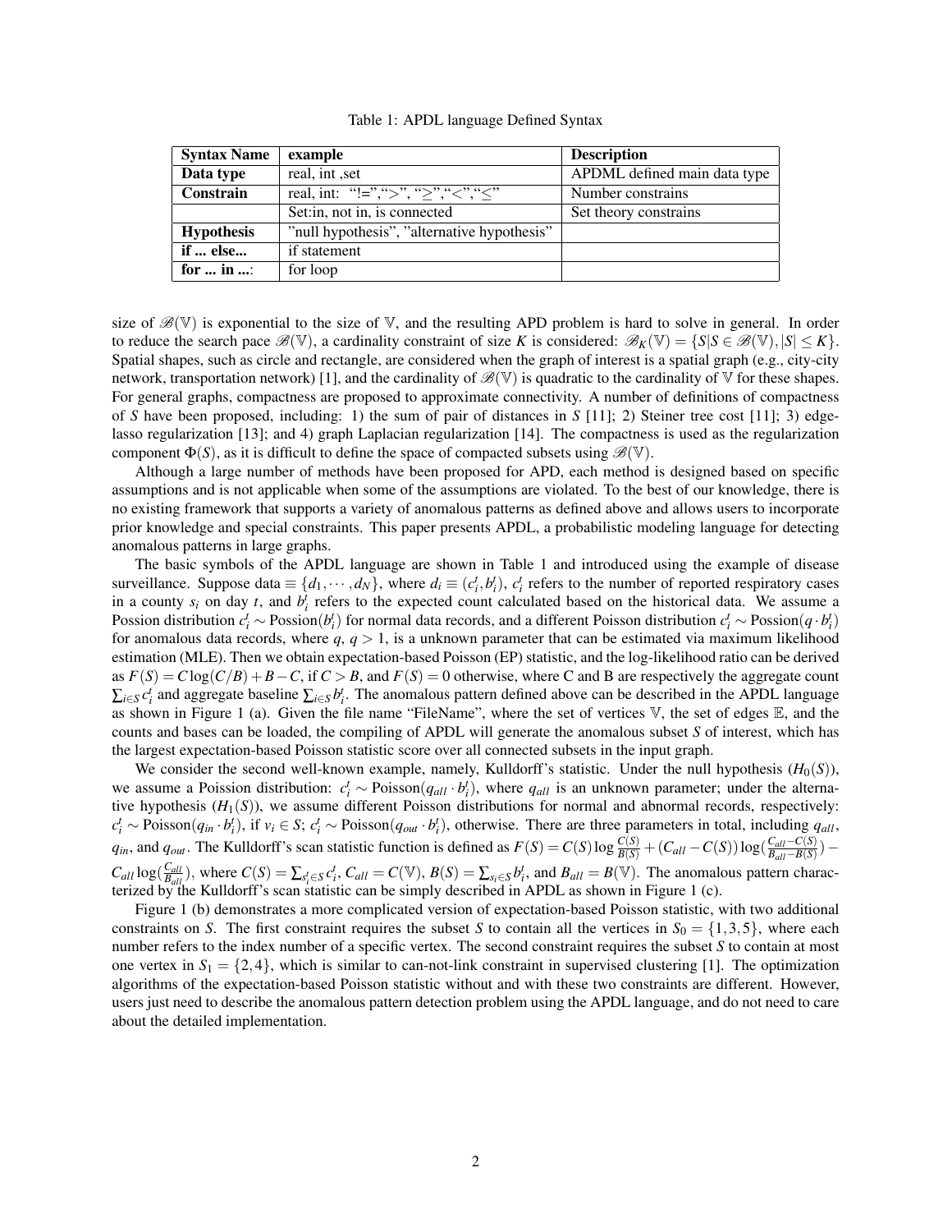Table 1: APDL language Defined Syntax

| Syntax Name | example | Description |
|---|---|---|
| **Data type** | real, int ,set | APDML defined main data type |
| **Constrain** | real, int: "!=",">", "≥","<","≤" | Number constrains |
| | Set:in, not in, is connected | Set theory constrains |
| **Hypothesis** | "null hypothesis", "alternative hypothesis" | |
| **if ... else...** | if statement | |
| **for ... in ...**: | for loop | |

size of $\mathscr{B}(\mathbb{V})$ is exponential to the size of $\mathbb{V}$, and the resulting APD problem is hard to solve in general. In order to reduce the search pace $\mathscr{B}(\mathbb{V})$, a cardinality constraint of size $K$ is considered: $\mathscr{B}_K(\mathbb{V}) = \{S | S \in \mathscr{B}(\mathbb{V}), |S| \leq K\}$. Spatial shapes, such as circle and rectangle, are considered when the graph of interest is a spatial graph (e.g., city-city network, transportation network) [1], and the cardinality of $\mathscr{B}(\mathbb{V})$ is quadratic to the cardinality of $\mathbb{V}$ for these shapes. For general graphs, compactness are proposed to approximate connectivity. A number of definitions of compactness of $S$ have been proposed, including: 1) the sum of pair of distances in $S$ [11]; 2) Steiner tree cost [11]; 3) edge-lasso regularization [13]; and 4) graph Laplacian regularization [14]. The compactness is used as the regularization component $\Phi(S)$, as it is difficult to define the space of compacted subsets using $\mathscr{B}(\mathbb{V})$.

Although a large number of methods have been proposed for APD, each method is designed based on specific assumptions and is not applicable when some of the assumptions are violated. To the best of our knowledge, there is no existing framework that supports a variety of anomalous patterns as defined above and allows users to incorporate prior knowledge and special constraints. This paper presents APDL, a probabilistic modeling language for detecting anomalous patterns in large graphs.

The basic symbols of the APDL language are shown in Table 1 and introduced using the example of disease surveillance. Suppose data $\equiv \{d_1, \cdots, d_N\}$, where $d_i \equiv (c_i^t, b_i^t)$, $c_i^t$ refers to the number of reported respiratory cases in a county $s_i$ on day $t$, and $b_i^t$ refers to the expected count calculated based on the historical data. We assume a Possion distribution $c_i^t \sim \text{Possion}(b_i^t)$ for normal data records, and a different Poisson distribution $c_i^t \sim \text{Possion}(q \cdot b_i^t)$ for anomalous data records, where $q$, $q > 1$, is a unknown parameter that can be estimated via maximum likelihood estimation (MLE). Then we obtain expectation-based Poisson (EP) statistic, and the log-likelihood ratio can be derived as $F(S) = C \log(C/B) + B - C$, if $C > B$, and $F(S) = 0$ otherwise, where C and B are respectively the aggregate count $\sum_{i \in S} c_i^t$ and aggregate baseline $\sum_{i \in S} b_i^t$. The anomalous pattern defined above can be described in the APDL language as shown in Figure 1 (a). Given the file name "FileName", where the set of vertices $\mathbb{V}$, the set of edges $\mathbb{E}$, and the counts and bases can be loaded, the compiling of APDL will generate the anomalous subset $S$ of interest, which has the largest expectation-based Poisson statistic score over all connected subsets in the input graph.

We consider the second well-known example, namely, Kulldorff's statistic. Under the null hypothesis ($H_0(S)$), we assume a Poission distribution: $c_i^t \sim \text{Poisson}(q_{all} \cdot b_i^t)$, where $q_{all}$ is an unknown parameter; under the alternative hypothesis ($H_1(S)$), we assume different Poisson distributions for normal and abnormal records, respectively: $c_i^t \sim \text{Poisson}(q_{in} \cdot b_i^t)$, if $v_i \in S$; $c_i^t \sim \text{Poisson}(q_{out} \cdot b_i^t)$, otherwise. There are three parameters in total, including $q_{all}$, $q_{in}$, and $q_{out}$. The Kulldorff's scan statistic function is defined as $F(S) = C(S) \log \frac{C(S)}{B(S)} + (C_{all} - C(S)) \log(\frac{C_{all} - C(S)}{B_{all} - B(S)}) - C_{all} \log(\frac{C_{all}}{B_{all}})$, where $C(S) = \sum_{s_i^t \in S} c_i^t$, $C_{all} = C(\mathbb{V})$, $B(S) = \sum_{s_i \in S} b_i^t$, and $B_{all} = B(\mathbb{V})$. The anomalous pattern characterized by the Kulldorff's scan statistic can be simply described in APDL as shown in Figure 1 (c).

Figure 1 (b) demonstrates a more complicated version of expectation-based Poisson statistic, with two additional constraints on $S$. The first constraint requires the subset $S$ to contain all the vertices in $S_0 = \{1, 3, 5\}$, where each number refers to the index number of a specific vertex. The second constraint requires the subset $S$ to contain at most one vertex in $S_1 = \{2, 4\}$, which is similar to can-not-link constraint in supervised clustering [1]. The optimization algorithms of the expectation-based Poisson statistic without and with these two constraints are different. However, users just need to describe the anomalous pattern detection problem using the APDL language, and do not need to care about the detailed implementation.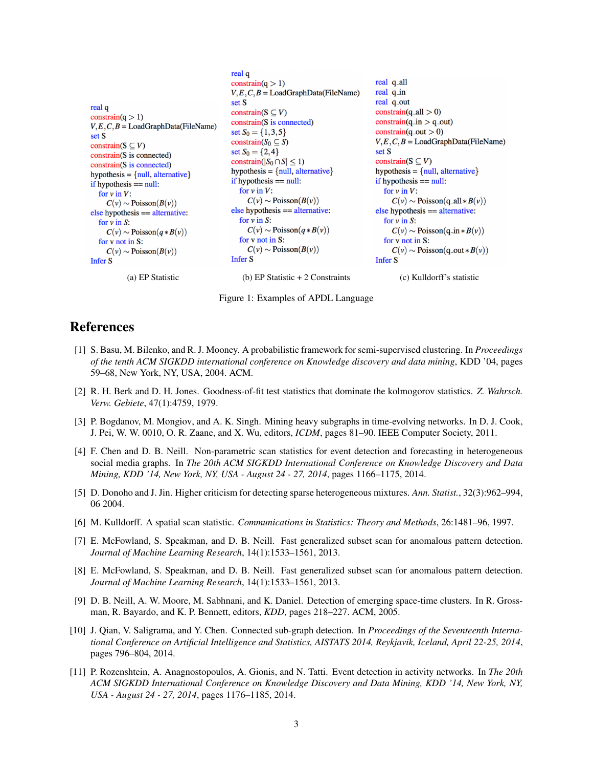```
real q
constrain(q > 1)
V,E,C,B = LoadGraphData(FileName)
set S
constrain(S ⊆ V)
constrain(S is connected)
constrain(S is connected)
hypothesis = {null, alternative}
if hypothesis == null:
    for v in V:
        C(v) ~ Poisson(B(v))
else hypothesis == alternative:
    for v in S:
        C(v) ~ Poisson(q * B(v))
    for v not in S:
        C(v) ~ Poisson(B(v))
Infer S
```

(a) EP Statistic

```
real q
constrain(q > 1)
V,E,C,B = LoadGraphData(FileName)
set S
constrain(S ⊆ V)
constrain(S is connected)
set S0 = {1,3,5}
constrain(S0 ⊆ S)
set S0 = {2,4}
constrain(|S0 ∩ S| ≤ 1)
hypothesis = {null, alternative}
if hypothesis == null:
    for v in V:
        C(v) ~ Poisson(B(v))
else hypothesis == alternative:
    for v in S:
        C(v) ~ Poisson(q * B(v))
    for v not in S:
        C(v) ~ Poisson(B(v))
Infer S
```

(b) EP Statistic + 2 Constraints

```
real q_all
real q_in
real q_out
constrain(q_all > 0)
constrain(q_in > q_out)
constrain(q_out > 0)
V,E,C,B = LoadGraphData(FileName)
set S
constrain(S ⊆ V)
hypothesis = {null, alternative}
if hypothesis == null:
    for v in V:
        C(v) ~ Poisson(q_all * B(v))
else hypothesis == alternative:
    for v in S:
        C(v) ~ Poisson(q_in * B(v))
    for v not in S:
        C(v) ~ Poisson(q_out * B(v))
Infer S
```

(c) Kulldorff's statistic

Figure 1: Examples of APDL Language

# References

[1] S. Basu, M. Bilenko, and R. J. Mooney. A probabilistic framework for semi-supervised clustering. In *Proceedings of the tenth ACM SIGKDD international conference on Knowledge discovery and data mining*, KDD '04, pages 59–68, New York, NY, USA, 2004. ACM.

[2] R. H. Berk and D. H. Jones. Goodness-of-fit test statistics that dominate the kolmogorov statistics. *Z. Wahrsch. Verw. Gebiete*, 47(1):4759, 1979.

[3] P. Bogdanov, M. Mongiov, and A. K. Singh. Mining heavy subgraphs in time-evolving networks. In D. J. Cook, J. Pei, W. W. 0010, O. R. Zaane, and X. Wu, editors, *ICDM*, pages 81–90. IEEE Computer Society, 2011.

[4] F. Chen and D. B. Neill. Non-parametric scan statistics for event detection and forecasting in heterogeneous social media graphs. In *The 20th ACM SIGKDD International Conference on Knowledge Discovery and Data Mining, KDD '14, New York, NY, USA - August 24 - 27, 2014*, pages 1166–1175, 2014.

[5] D. Donoho and J. Jin. Higher criticism for detecting sparse heterogeneous mixtures. *Ann. Statist.*, 32(3):962–994, 06 2004.

[6] M. Kulldorff. A spatial scan statistic. *Communications in Statistics: Theory and Methods*, 26:1481–96, 1997.

[7] E. McFowland, S. Speakman, and D. B. Neill. Fast generalized subset scan for anomalous pattern detection. *Journal of Machine Learning Research*, 14(1):1533–1561, 2013.

[8] E. McFowland, S. Speakman, and D. B. Neill. Fast generalized subset scan for anomalous pattern detection. *Journal of Machine Learning Research*, 14(1):1533–1561, 2013.

[9] D. B. Neill, A. W. Moore, M. Sabhnani, and K. Daniel. Detection of emerging space-time clusters. In R. Grossman, R. Bayardo, and K. P. Bennett, editors, *KDD*, pages 218–227. ACM, 2005.

[10] J. Qian, V. Saligrama, and Y. Chen. Connected sub-graph detection. In *Proceedings of the Seventeenth International Conference on Artificial Intelligence and Statistics, AISTATS 2014, Reykjavik, Iceland, April 22-25, 2014*, pages 796–804, 2014.

[11] P. Rozenshtein, A. Anagnostopoulos, A. Gionis, and N. Tatti. Event detection in activity networks. In *The 20th ACM SIGKDD International Conference on Knowledge Discovery and Data Mining, KDD '14, New York, NY, USA - August 24 - 27, 2014*, pages 1176–1185, 2014.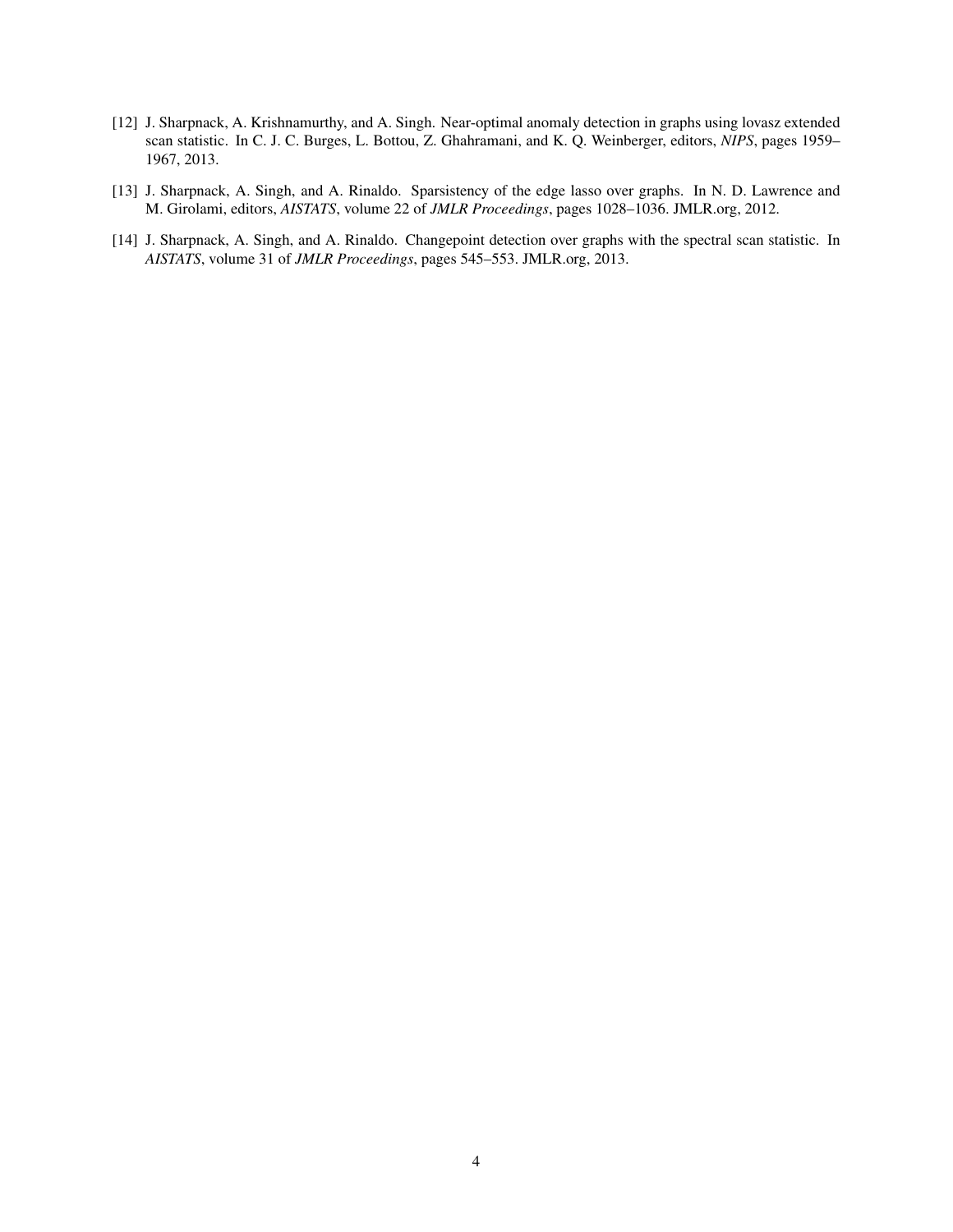[12] J. Sharpnack, A. Krishnamurthy, and A. Singh. Near-optimal anomaly detection in graphs using lovasz extended scan statistic. In C. J. C. Burges, L. Bottou, Z. Ghahramani, and K. Q. Weinberger, editors, *NIPS*, pages 1959–1967, 2013.

[13] J. Sharpnack, A. Singh, and A. Rinaldo. Sparsistency of the edge lasso over graphs. In N. D. Lawrence and M. Girolami, editors, *AISTATS*, volume 22 of *JMLR Proceedings*, pages 1028–1036. JMLR.org, 2012.

[14] J. Sharpnack, A. Singh, and A. Rinaldo. Changepoint detection over graphs with the spectral scan statistic. In *AISTATS*, volume 31 of *JMLR Proceedings*, pages 545–553. JMLR.org, 2013.